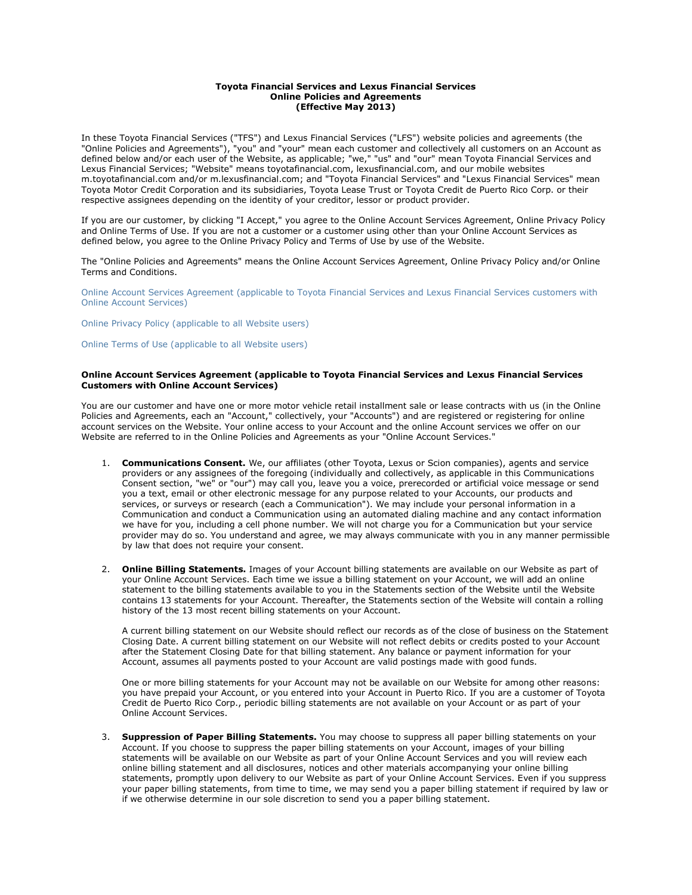# Toyota Financial Services and Lexus Financial Services
## Online Policies and Agreements
### (Effective May 2013)

In these Toyota Financial Services ("TFS") and Lexus Financial Services ("LFS") website policies and agreements (the "Online Policies and Agreements"), "you" and "your" mean each customer and collectively all customers on an Account as defined below and/or each user of the Website, as applicable; "we," "us" and "our" mean Toyota Financial Services and Lexus Financial Services; "Website" means toyotafinancial.com, lexusfinancial.com, and our mobile websites m.toyotafinancial.com and/or m.lexusfinancial.com; and "Toyota Financial Services" and "Lexus Financial Services" mean Toyota Motor Credit Corporation and its subsidiaries, Toyota Lease Trust or Toyota Credit de Puerto Rico Corp. or their respective assignees depending on the identity of your creditor, lessor or product provider.

If you are our customer, by clicking "I Accept," you agree to the Online Account Services Agreement, Online Privacy Policy and Online Terms of Use. If you are not a customer or a customer using other than your Online Account Services as defined below, you agree to the Online Privacy Policy and Terms of Use by use of the Website.

The "Online Policies and Agreements" means the Online Account Services Agreement, Online Privacy Policy and/or Online Terms and Conditions.

Online Account Services Agreement (applicable to Toyota Financial Services and Lexus Financial Services customers with Online Account Services)

Online Privacy Policy (applicable to all Website users)

Online Terms of Use (applicable to all Website users)

## Online Account Services Agreement (applicable to Toyota Financial Services and Lexus Financial Services Customers with Online Account Services)

You are our customer and have one or more motor vehicle retail installment sale or lease contracts with us (in the Online Policies and Agreements, each an "Account," collectively, your "Accounts") and are registered or registering for online account services on the Website. Your online access to your Account and the online Account services we offer on our Website are referred to in the Online Policies and Agreements as your "Online Account Services."

1. **Communications Consent.** We, our affiliates (other Toyota, Lexus or Scion companies), agents and service providers or any assignees of the foregoing (individually and collectively, as applicable in this Communications Consent section, "we" or "our") may call you, leave you a voice, prerecorded or artificial voice message or send you a text, email or other electronic message for any purpose related to your Accounts, our products and services, or surveys or research (each a Communication"). We may include your personal information in a Communication and conduct a Communication using an automated dialing machine and any contact information we have for you, including a cell phone number. We will not charge you for a Communication but your service provider may do so. You understand and agree, we may always communicate with you in any manner permissible by law that does not require your consent.

2. **Online Billing Statements.** Images of your Account billing statements are available on our Website as part of your Online Account Services. Each time we issue a billing statement on your Account, we will add an online statement to the billing statements available to you in the Statements section of the Website until the Website contains 13 statements for your Account. Thereafter, the Statements section of the Website will contain a rolling history of the 13 most recent billing statements on your Account.

   A current billing statement on our Website should reflect our records as of the close of business on the Statement Closing Date. A current billing statement on our Website will not reflect debits or credits posted to your Account after the Statement Closing Date for that billing statement. Any balance or payment information for your Account, assumes all payments posted to your Account are valid postings made with good funds.

   One or more billing statements for your Account may not be available on our Website for among other reasons: you have prepaid your Account, or you entered into your Account in Puerto Rico. If you are a customer of Toyota Credit de Puerto Rico Corp., periodic billing statements are not available on your Account or as part of your Online Account Services.

3. **Suppression of Paper Billing Statements.** You may choose to suppress all paper billing statements on your Account. If you choose to suppress the paper billing statements on your Account, images of your billing statements will be available on our Website as part of your Online Account Services and you will review each online billing statement and all disclosures, notices and other materials accompanying your online billing statements, promptly upon delivery to our Website as part of your Online Account Services. Even if you suppress your paper billing statements, from time to time, we may send you a paper billing statement if required by law or if we otherwise determine in our sole discretion to send you a paper billing statement.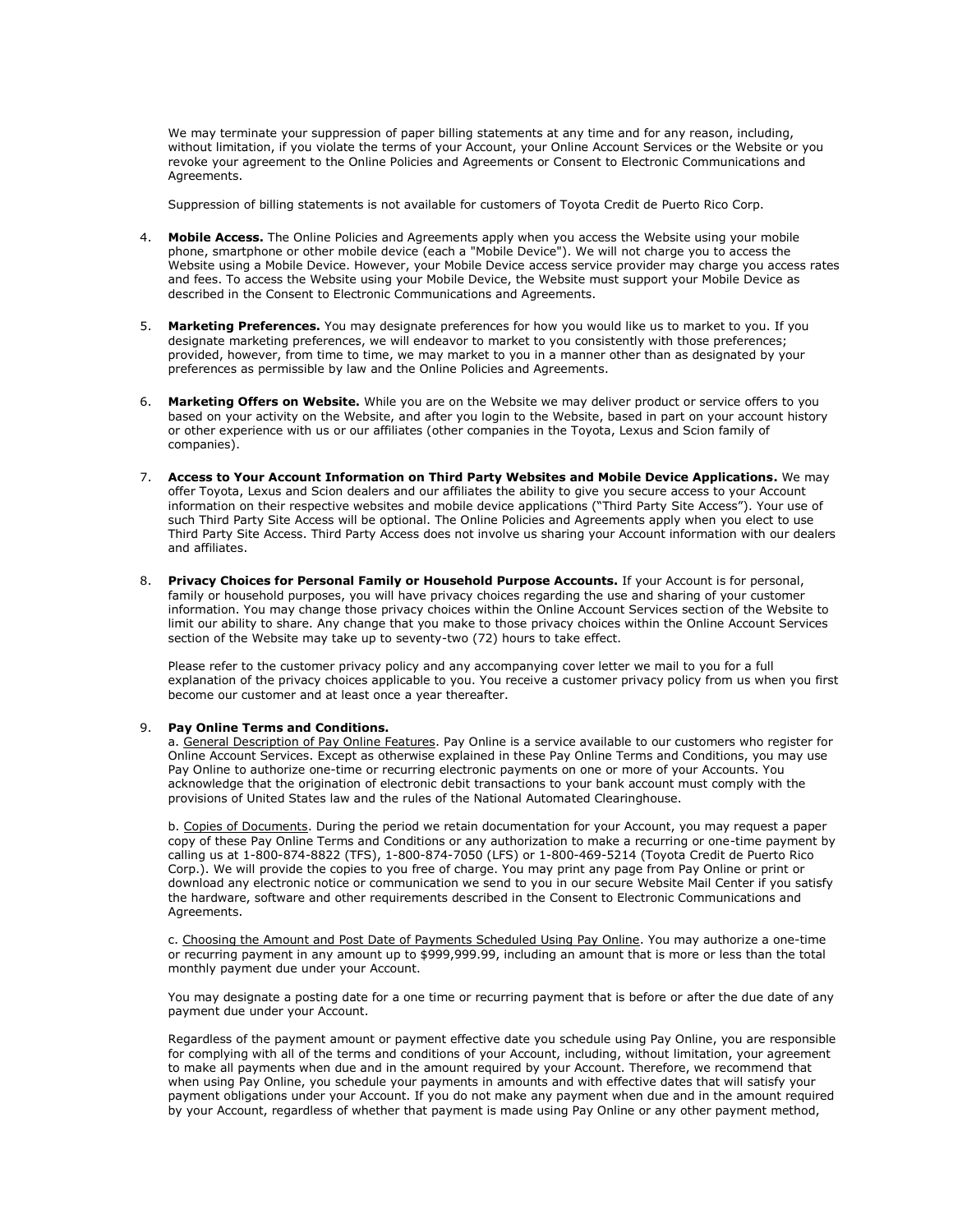We may terminate your suppression of paper billing statements at any time and for any reason, including, without limitation, if you violate the terms of your Account, your Online Account Services or the Website or you revoke your agreement to the Online Policies and Agreements or Consent to Electronic Communications and Agreements.

Suppression of billing statements is not available for customers of Toyota Credit de Puerto Rico Corp.

4. **Mobile Access.** The Online Policies and Agreements apply when you access the Website using your mobile phone, smartphone or other mobile device (each a "Mobile Device"). We will not charge you to access the Website using a Mobile Device. However, your Mobile Device access service provider may charge you access rates and fees. To access the Website using your Mobile Device, the Website must support your Mobile Device as described in the Consent to Electronic Communications and Agreements.

5. **Marketing Preferences.** You may designate preferences for how you would like us to market to you. If you designate marketing preferences, we will endeavor to market to you consistently with those preferences; provided, however, from time to time, we may market to you in a manner other than as designated by your preferences as permissible by law and the Online Policies and Agreements.

6. **Marketing Offers on Website.** While you are on the Website we may deliver product or service offers to you based on your activity on the Website, and after you login to the Website, based in part on your account history or other experience with us or our affiliates (other companies in the Toyota, Lexus and Scion family of companies).

7. **Access to Your Account Information on Third Party Websites and Mobile Device Applications.** We may offer Toyota, Lexus and Scion dealers and our affiliates the ability to give you secure access to your Account information on their respective websites and mobile device applications ("Third Party Site Access"). Your use of such Third Party Site Access will be optional. The Online Policies and Agreements apply when you elect to use Third Party Site Access. Third Party Access does not involve us sharing your Account information with our dealers and affiliates.

8. **Privacy Choices for Personal Family or Household Purpose Accounts.** If your Account is for personal, family or household purposes, you will have privacy choices regarding the use and sharing of your customer information. You may change those privacy choices within the Online Account Services section of the Website to limit our ability to share. Any change that you make to those privacy choices within the Online Account Services section of the Website may take up to seventy-two (72) hours to take effect.

   Please refer to the customer privacy policy and any accompanying cover letter we mail to you for a full explanation of the privacy choices applicable to you. You receive a customer privacy policy from us when you first become our customer and at least once a year thereafter.

9. **Pay Online Terms and Conditions.**
   a. General Description of Pay Online Features. Pay Online is a service available to our customers who register for Online Account Services. Except as otherwise explained in these Pay Online Terms and Conditions, you may use Pay Online to authorize one-time or recurring electronic payments on one or more of your Accounts. You acknowledge that the origination of electronic debit transactions to your bank account must comply with the provisions of United States law and the rules of the National Automated Clearinghouse.

   b. Copies of Documents. During the period we retain documentation for your Account, you may request a paper copy of these Pay Online Terms and Conditions or any authorization to make a recurring or one-time payment by calling us at 1-800-874-8822 (TFS), 1-800-874-7050 (LFS) or 1-800-469-5214 (Toyota Credit de Puerto Rico Corp.). We will provide the copies to you free of charge. You may print any page from Pay Online or print or download any electronic notice or communication we send to you in our secure Website Mail Center if you satisfy the hardware, software and other requirements described in the Consent to Electronic Communications and Agreements.

   c. Choosing the Amount and Post Date of Payments Scheduled Using Pay Online. You may authorize a one-time or recurring payment in any amount up to $999,999.99, including an amount that is more or less than the total monthly payment due under your Account.

   You may designate a posting date for a one time or recurring payment that is before or after the due date of any payment due under your Account.

   Regardless of the payment amount or payment effective date you schedule using Pay Online, you are responsible for complying with all of the terms and conditions of your Account, including, without limitation, your agreement to make all payments when due and in the amount required by your Account. Therefore, we recommend that when using Pay Online, you schedule your payments in amounts and with effective dates that will satisfy your payment obligations under your Account. If you do not make any payment when due and in the amount required by your Account, regardless of whether that payment is made using Pay Online or any other payment method,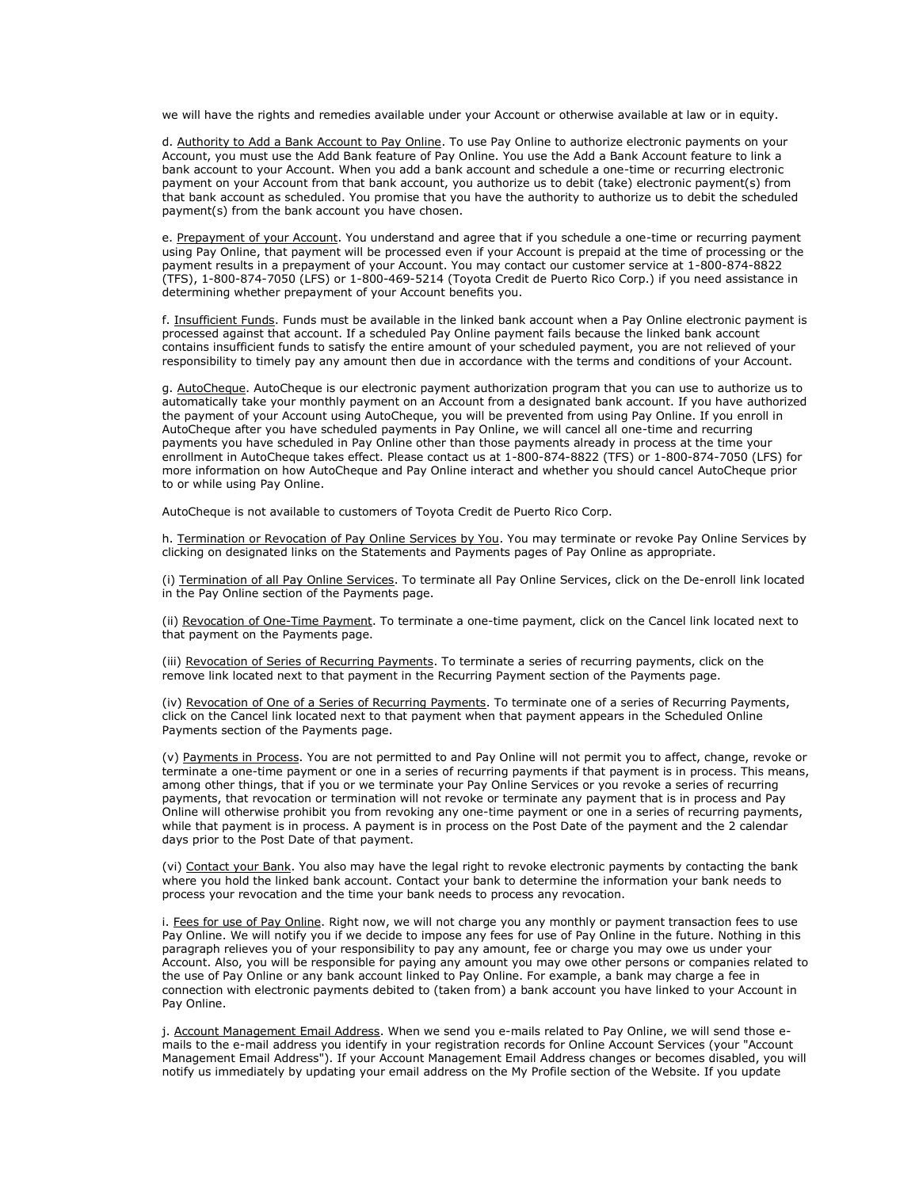we will have the rights and remedies available under your Account or otherwise available at law or in equity.

d. <u>Authority to Add a Bank Account to Pay Online</u>. To use Pay Online to authorize electronic payments on your Account, you must use the Add Bank feature of Pay Online. You use the Add a Bank Account feature to link a bank account to your Account. When you add a bank account and schedule a one-time or recurring electronic payment on your Account from that bank account, you authorize us to debit (take) electronic payment(s) from that bank account as scheduled. You promise that you have the authority to authorize us to debit the scheduled payment(s) from the bank account you have chosen.

e. <u>Prepayment of your Account</u>. You understand and agree that if you schedule a one-time or recurring payment using Pay Online, that payment will be processed even if your Account is prepaid at the time of processing or the payment results in a prepayment of your Account. You may contact our customer service at 1-800-874-8822 (TFS), 1-800-874-7050 (LFS) or 1-800-469-5214 (Toyota Credit de Puerto Rico Corp.) if you need assistance in determining whether prepayment of your Account benefits you.

f. <u>Insufficient Funds</u>. Funds must be available in the linked bank account when a Pay Online electronic payment is processed against that account. If a scheduled Pay Online payment fails because the linked bank account contains insufficient funds to satisfy the entire amount of your scheduled payment, you are not relieved of your responsibility to timely pay any amount then due in accordance with the terms and conditions of your Account.

g. <u>AutoCheque</u>. AutoCheque is our electronic payment authorization program that you can use to authorize us to automatically take your monthly payment on an Account from a designated bank account. If you have authorized the payment of your Account using AutoCheque, you will be prevented from using Pay Online. If you enroll in AutoCheque after you have scheduled payments in Pay Online, we will cancel all one-time and recurring payments you have scheduled in Pay Online other than those payments already in process at the time your enrollment in AutoCheque takes effect. Please contact us at 1-800-874-8822 (TFS) or 1-800-874-7050 (LFS) for more information on how AutoCheque and Pay Online interact and whether you should cancel AutoCheque prior to or while using Pay Online.

AutoCheque is not available to customers of Toyota Credit de Puerto Rico Corp.

h. <u>Termination or Revocation of Pay Online Services by You</u>. You may terminate or revoke Pay Online Services by clicking on designated links on the Statements and Payments pages of Pay Online as appropriate.

(i) <u>Termination of all Pay Online Services</u>. To terminate all Pay Online Services, click on the De-enroll link located in the Pay Online section of the Payments page.

(ii) <u>Revocation of One-Time Payment</u>. To terminate a one-time payment, click on the Cancel link located next to that payment on the Payments page.

(iii) <u>Revocation of Series of Recurring Payments</u>. To terminate a series of recurring payments, click on the remove link located next to that payment in the Recurring Payment section of the Payments page.

(iv) <u>Revocation of One of a Series of Recurring Payments</u>. To terminate one of a series of Recurring Payments, click on the Cancel link located next to that payment when that payment appears in the Scheduled Online Payments section of the Payments page.

(v) <u>Payments in Process</u>. You are not permitted to and Pay Online will not permit you to affect, change, revoke or terminate a one-time payment or one in a series of recurring payments if that payment is in process. This means, among other things, that if you or we terminate your Pay Online Services or you revoke a series of recurring payments, that revocation or termination will not revoke or terminate any payment that is in process and Pay Online will otherwise prohibit you from revoking any one-time payment or one in a series of recurring payments, while that payment is in process. A payment is in process on the Post Date of the payment and the 2 calendar days prior to the Post Date of that payment.

(vi) <u>Contact your Bank</u>. You also may have the legal right to revoke electronic payments by contacting the bank where you hold the linked bank account. Contact your bank to determine the information your bank needs to process your revocation and the time your bank needs to process any revocation.

i. <u>Fees for use of Pay Online</u>. Right now, we will not charge you any monthly or payment transaction fees to use Pay Online. We will notify you if we decide to impose any fees for use of Pay Online in the future. Nothing in this paragraph relieves you of your responsibility to pay any amount, fee or charge you may owe us under your Account. Also, you will be responsible for paying any amount you may owe other persons or companies related to the use of Pay Online or any bank account linked to Pay Online. For example, a bank may charge a fee in connection with electronic payments debited to (taken from) a bank account you have linked to your Account in Pay Online.

j. <u>Account Management Email Address</u>. When we send you e-mails related to Pay Online, we will send those e-mails to the e-mail address you identify in your registration records for Online Account Services (your "Account Management Email Address"). If your Account Management Email Address changes or becomes disabled, you will notify us immediately by updating your email address on the My Profile section of the Website. If you update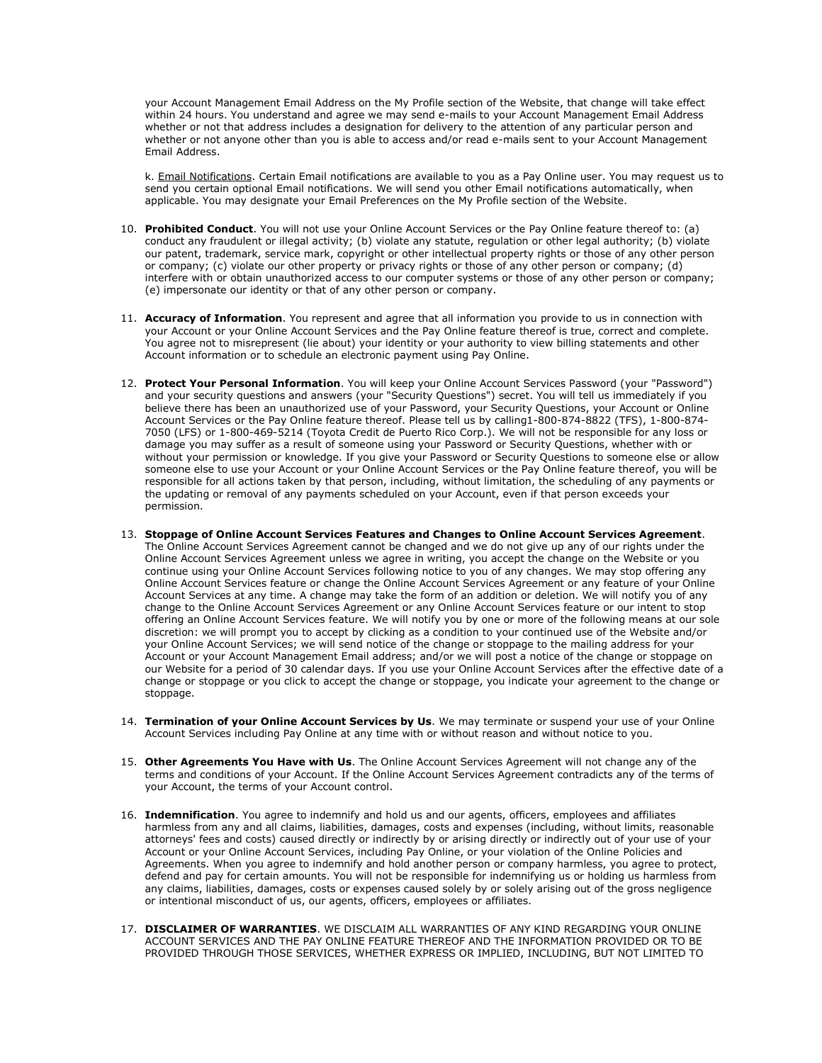your Account Management Email Address on the My Profile section of the Website, that change will take effect within 24 hours. You understand and agree we may send e-mails to your Account Management Email Address whether or not that address includes a designation for delivery to the attention of any particular person and whether or not anyone other than you is able to access and/or read e-mails sent to your Account Management Email Address.

k. Email Notifications. Certain Email notifications are available to you as a Pay Online user. You may request us to send you certain optional Email notifications. We will send you other Email notifications automatically, when applicable. You may designate your Email Preferences on the My Profile section of the Website.

10. **Prohibited Conduct**. You will not use your Online Account Services or the Pay Online feature thereof to: (a) conduct any fraudulent or illegal activity; (b) violate any statute, regulation or other legal authority; (b) violate our patent, trademark, service mark, copyright or other intellectual property rights or those of any other person or company; (c) violate our other property or privacy rights or those of any other person or company; (d) interfere with or obtain unauthorized access to our computer systems or those of any other person or company; (e) impersonate our identity or that of any other person or company.

11. **Accuracy of Information**. You represent and agree that all information you provide to us in connection with your Account or your Online Account Services and the Pay Online feature thereof is true, correct and complete. You agree not to misrepresent (lie about) your identity or your authority to view billing statements and other Account information or to schedule an electronic payment using Pay Online.

12. **Protect Your Personal Information**. You will keep your Online Account Services Password (your "Password") and your security questions and answers (your "Security Questions") secret. You will tell us immediately if you believe there has been an unauthorized use of your Password, your Security Questions, your Account or Online Account Services or the Pay Online feature thereof. Please tell us by calling1-800-874-8822 (TFS), 1-800-874-7050 (LFS) or 1-800-469-5214 (Toyota Credit de Puerto Rico Corp.). We will not be responsible for any loss or damage you may suffer as a result of someone using your Password or Security Questions, whether with or without your permission or knowledge. If you give your Password or Security Questions to someone else or allow someone else to use your Account or your Online Account Services or the Pay Online feature thereof, you will be responsible for all actions taken by that person, including, without limitation, the scheduling of any payments or the updating or removal of any payments scheduled on your Account, even if that person exceeds your permission.

13. **Stoppage of Online Account Services Features and Changes to Online Account Services Agreement**. The Online Account Services Agreement cannot be changed and we do not give up any of our rights under the Online Account Services Agreement unless we agree in writing, you accept the change on the Website or you continue using your Online Account Services following notice to you of any changes. We may stop offering any Online Account Services feature or change the Online Account Services Agreement or any feature of your Online Account Services at any time. A change may take the form of an addition or deletion. We will notify you of any change to the Online Account Services Agreement or any Online Account Services feature or our intent to stop offering an Online Account Services feature. We will notify you by one or more of the following means at our sole discretion: we will prompt you to accept by clicking as a condition to your continued use of the Website and/or your Online Account Services; we will send notice of the change or stoppage to the mailing address for your Account or your Account Management Email address; and/or we will post a notice of the change or stoppage on our Website for a period of 30 calendar days. If you use your Online Account Services after the effective date of a change or stoppage or you click to accept the change or stoppage, you indicate your agreement to the change or stoppage.

14. **Termination of your Online Account Services by Us**. We may terminate or suspend your use of your Online Account Services including Pay Online at any time with or without reason and without notice to you.

15. **Other Agreements You Have with Us**. The Online Account Services Agreement will not change any of the terms and conditions of your Account. If the Online Account Services Agreement contradicts any of the terms of your Account, the terms of your Account control.

16. **Indemnification**. You agree to indemnify and hold us and our agents, officers, employees and affiliates harmless from any and all claims, liabilities, damages, costs and expenses (including, without limits, reasonable attorneys' fees and costs) caused directly or indirectly by or arising directly or indirectly out of your use of your Account or your Online Account Services, including Pay Online, or your violation of the Online Policies and Agreements. When you agree to indemnify and hold another person or company harmless, you agree to protect, defend and pay for certain amounts. You will not be responsible for indemnifying us or holding us harmless from any claims, liabilities, damages, costs or expenses caused solely by or solely arising out of the gross negligence or intentional misconduct of us, our agents, officers, employees or affiliates.

17. **DISCLAIMER OF WARRANTIES**. WE DISCLAIM ALL WARRANTIES OF ANY KIND REGARDING YOUR ONLINE ACCOUNT SERVICES AND THE PAY ONLINE FEATURE THEREOF AND THE INFORMATION PROVIDED OR TO BE PROVIDED THROUGH THOSE SERVICES, WHETHER EXPRESS OR IMPLIED, INCLUDING, BUT NOT LIMITED TO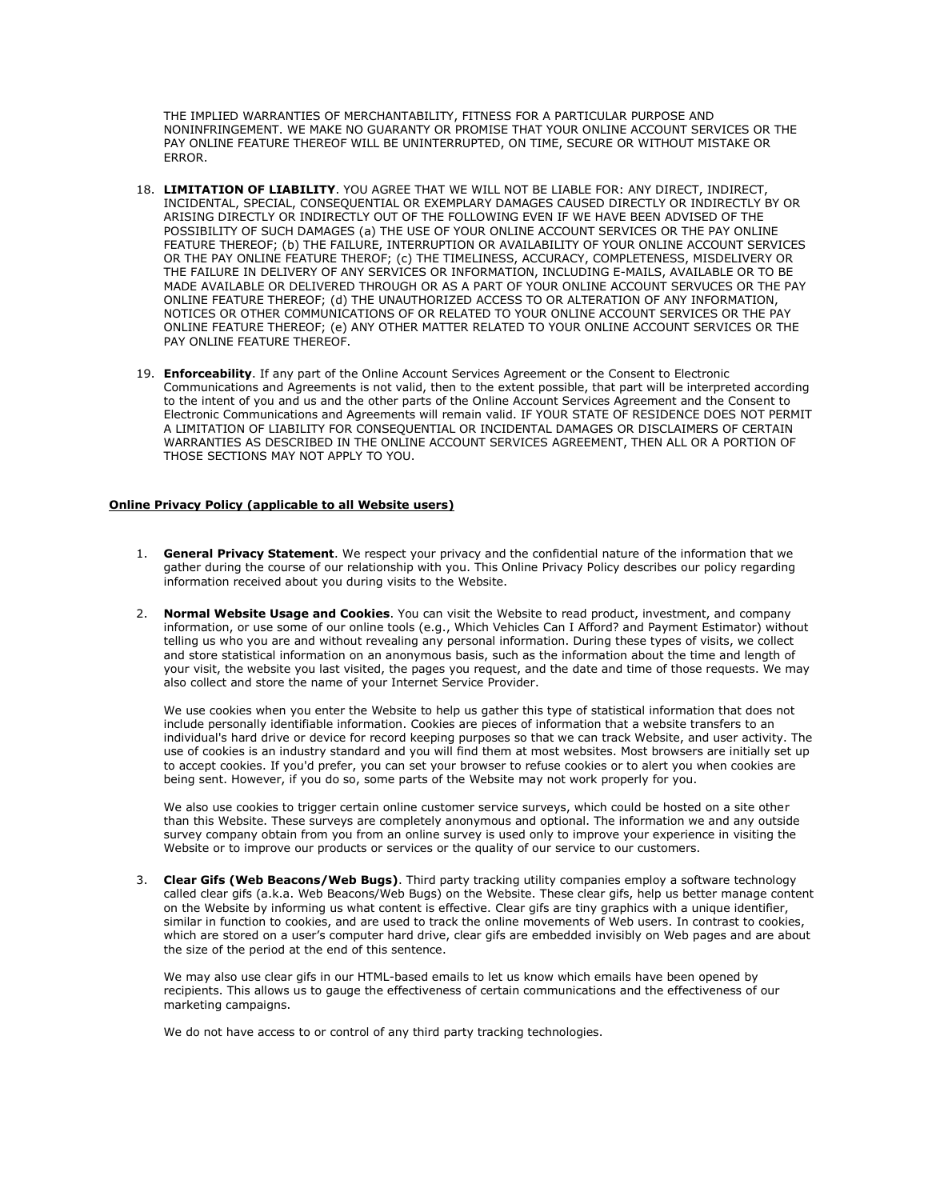THE IMPLIED WARRANTIES OF MERCHANTABILITY, FITNESS FOR A PARTICULAR PURPOSE AND NONINFRINGEMENT. WE MAKE NO GUARANTY OR PROMISE THAT YOUR ONLINE ACCOUNT SERVICES OR THE PAY ONLINE FEATURE THEREOF WILL BE UNINTERRUPTED, ON TIME, SECURE OR WITHOUT MISTAKE OR ERROR.

18. **LIMITATION OF LIABILITY**. YOU AGREE THAT WE WILL NOT BE LIABLE FOR: ANY DIRECT, INDIRECT, INCIDENTAL, SPECIAL, CONSEQUENTIAL OR EXEMPLARY DAMAGES CAUSED DIRECTLY OR INDIRECTLY BY OR ARISING DIRECTLY OR INDIRECTLY OUT OF THE FOLLOWING EVEN IF WE HAVE BEEN ADVISED OF THE POSSIBILITY OF SUCH DAMAGES (a) THE USE OF YOUR ONLINE ACCOUNT SERVICES OR THE PAY ONLINE FEATURE THEREOF; (b) THE FAILURE, INTERRUPTION OR AVAILABILITY OF YOUR ONLINE ACCOUNT SERVICES OR THE PAY ONLINE FEATURE THEROF; (c) THE TIMELINESS, ACCURACY, COMPLETENESS, MISDELIVERY OR THE FAILURE IN DELIVERY OF ANY SERVICES OR INFORMATION, INCLUDING E-MAILS, AVAILABLE OR TO BE MADE AVAILABLE OR DELIVERED THROUGH OR AS A PART OF YOUR ONLINE ACCOUNT SERVUCES OR THE PAY ONLINE FEATURE THEREOF; (d) THE UNAUTHORIZED ACCESS TO OR ALTERATION OF ANY INFORMATION, NOTICES OR OTHER COMMUNICATIONS OF OR RELATED TO YOUR ONLINE ACCOUNT SERVICES OR THE PAY ONLINE FEATURE THEREOF; (e) ANY OTHER MATTER RELATED TO YOUR ONLINE ACCOUNT SERVICES OR THE PAY ONLINE FEATURE THEREOF.

19. **Enforceability**. If any part of the Online Account Services Agreement or the Consent to Electronic Communications and Agreements is not valid, then to the extent possible, that part will be interpreted according to the intent of you and us and the other parts of the Online Account Services Agreement and the Consent to Electronic Communications and Agreements will remain valid. IF YOUR STATE OF RESIDENCE DOES NOT PERMIT A LIMITATION OF LIABILITY FOR CONSEQUENTIAL OR INCIDENTAL DAMAGES OR DISCLAIMERS OF CERTAIN WARRANTIES AS DESCRIBED IN THE ONLINE ACCOUNT SERVICES AGREEMENT, THEN ALL OR A PORTION OF THOSE SECTIONS MAY NOT APPLY TO YOU.

## Online Privacy Policy (applicable to all Website users)

1. **General Privacy Statement**. We respect your privacy and the confidential nature of the information that we gather during the course of our relationship with you. This Online Privacy Policy describes our policy regarding information received about you during visits to the Website.

2. **Normal Website Usage and Cookies**. You can visit the Website to read product, investment, and company information, or use some of our online tools (e.g., Which Vehicles Can I Afford? and Payment Estimator) without telling us who you are and without revealing any personal information. During these types of visits, we collect and store statistical information on an anonymous basis, such as the information about the time and length of your visit, the website you last visited, the pages you request, and the date and time of those requests. We may also collect and store the name of your Internet Service Provider.

   We use cookies when you enter the Website to help us gather this type of statistical information that does not include personally identifiable information. Cookies are pieces of information that a website transfers to an individual's hard drive or device for record keeping purposes so that we can track Website, and user activity. The use of cookies is an industry standard and you will find them at most websites. Most browsers are initially set up to accept cookies. If you'd prefer, you can set your browser to refuse cookies or to alert you when cookies are being sent. However, if you do so, some parts of the Website may not work properly for you.

   We also use cookies to trigger certain online customer service surveys, which could be hosted on a site other than this Website. These surveys are completely anonymous and optional. The information we and any outside survey company obtain from you from an online survey is used only to improve your experience in visiting the Website or to improve our products or services or the quality of our service to our customers.

3. **Clear Gifs (Web Beacons/Web Bugs)**. Third party tracking utility companies employ a software technology called clear gifs (a.k.a. Web Beacons/Web Bugs) on the Website. These clear gifs, help us better manage content on the Website by informing us what content is effective. Clear gifs are tiny graphics with a unique identifier, similar in function to cookies, and are used to track the online movements of Web users. In contrast to cookies, which are stored on a user's computer hard drive, clear gifs are embedded invisibly on Web pages and are about the size of the period at the end of this sentence.

   We may also use clear gifs in our HTML-based emails to let us know which emails have been opened by recipients. This allows us to gauge the effectiveness of certain communications and the effectiveness of our marketing campaigns.

   We do not have access to or control of any third party tracking technologies.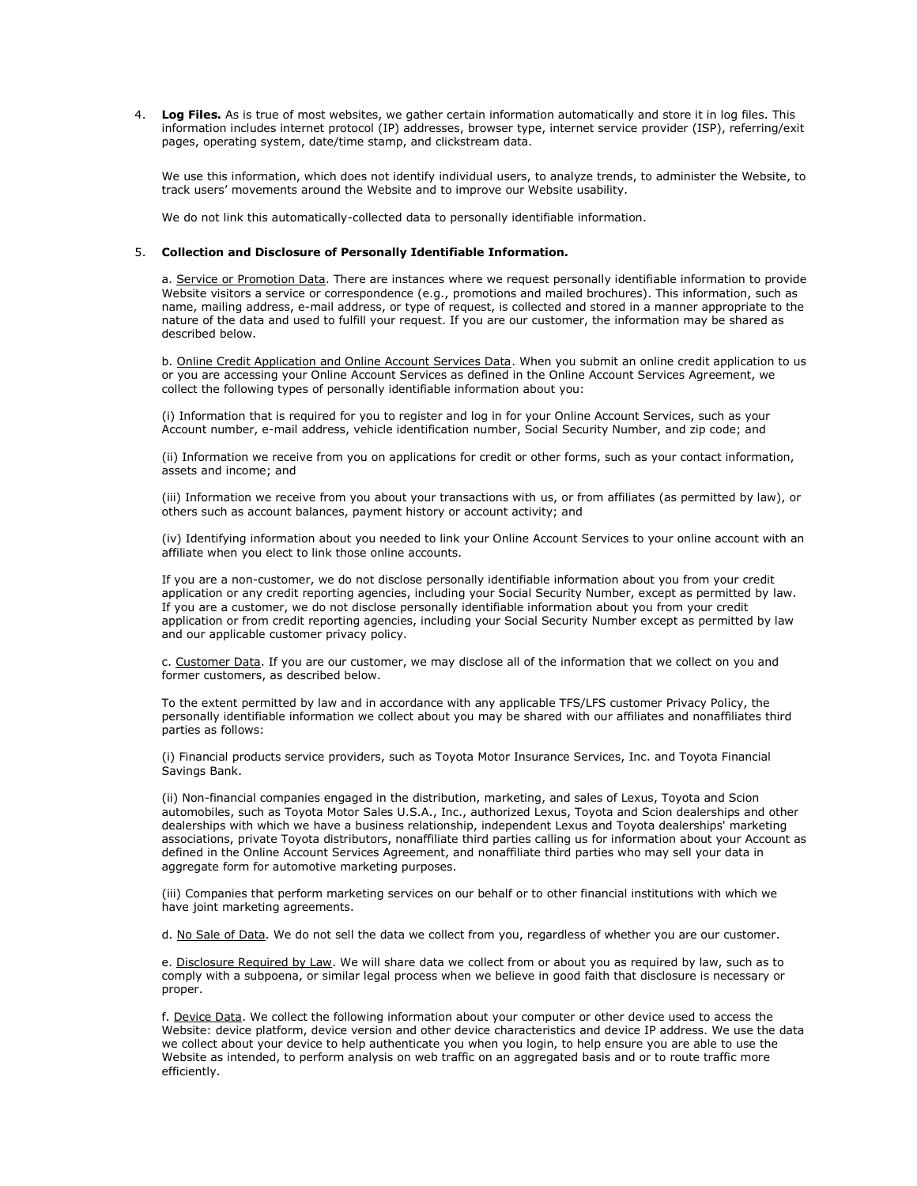4. **Log Files.** As is true of most websites, we gather certain information automatically and store it in log files. This information includes internet protocol (IP) addresses, browser type, internet service provider (ISP), referring/exit pages, operating system, date/time stamp, and clickstream data.

   We use this information, which does not identify individual users, to analyze trends, to administer the Website, to track users' movements around the Website and to improve our Website usability.

   We do not link this automatically-collected data to personally identifiable information.

5. **Collection and Disclosure of Personally Identifiable Information.**

   a. Service or Promotion Data. There are instances where we request personally identifiable information to provide Website visitors a service or correspondence (e.g., promotions and mailed brochures). This information, such as name, mailing address, e-mail address, or type of request, is collected and stored in a manner appropriate to the nature of the data and used to fulfill your request. If you are our customer, the information may be shared as described below.

   b. Online Credit Application and Online Account Services Data. When you submit an online credit application to us or you are accessing your Online Account Services as defined in the Online Account Services Agreement, we collect the following types of personally identifiable information about you:

   (i) Information that is required for you to register and log in for your Online Account Services, such as your Account number, e-mail address, vehicle identification number, Social Security Number, and zip code; and

   (ii) Information we receive from you on applications for credit or other forms, such as your contact information, assets and income; and

   (iii) Information we receive from you about your transactions with us, or from affiliates (as permitted by law), or others such as account balances, payment history or account activity; and

   (iv) Identifying information about you needed to link your Online Account Services to your online account with an affiliate when you elect to link those online accounts.

   If you are a non-customer, we do not disclose personally identifiable information about you from your credit application or any credit reporting agencies, including your Social Security Number, except as permitted by law. If you are a customer, we do not disclose personally identifiable information about you from your credit application or from credit reporting agencies, including your Social Security Number except as permitted by law and our applicable customer privacy policy.

   c. Customer Data. If you are our customer, we may disclose all of the information that we collect on you and former customers, as described below.

   To the extent permitted by law and in accordance with any applicable TFS/LFS customer Privacy Policy, the personally identifiable information we collect about you may be shared with our affiliates and nonaffiliates third parties as follows:

   (i) Financial products service providers, such as Toyota Motor Insurance Services, Inc. and Toyota Financial Savings Bank.

   (ii) Non-financial companies engaged in the distribution, marketing, and sales of Lexus, Toyota and Scion automobiles, such as Toyota Motor Sales U.S.A., Inc., authorized Lexus, Toyota and Scion dealerships and other dealerships with which we have a business relationship, independent Lexus and Toyota dealerships' marketing associations, private Toyota distributors, nonaffiliate third parties calling us for information about your Account as defined in the Online Account Services Agreement, and nonaffiliate third parties who may sell your data in aggregate form for automotive marketing purposes.

   (iii) Companies that perform marketing services on our behalf or to other financial institutions with which we have joint marketing agreements.

   d. No Sale of Data. We do not sell the data we collect from you, regardless of whether you are our customer.

   e. Disclosure Required by Law. We will share data we collect from or about you as required by law, such as to comply with a subpoena, or similar legal process when we believe in good faith that disclosure is necessary or proper.

   f. Device Data. We collect the following information about your computer or other device used to access the Website: device platform, device version and other device characteristics and device IP address. We use the data we collect about your device to help authenticate you when you login, to help ensure you are able to use the Website as intended, to perform analysis on web traffic on an aggregated basis and or to route traffic more efficiently.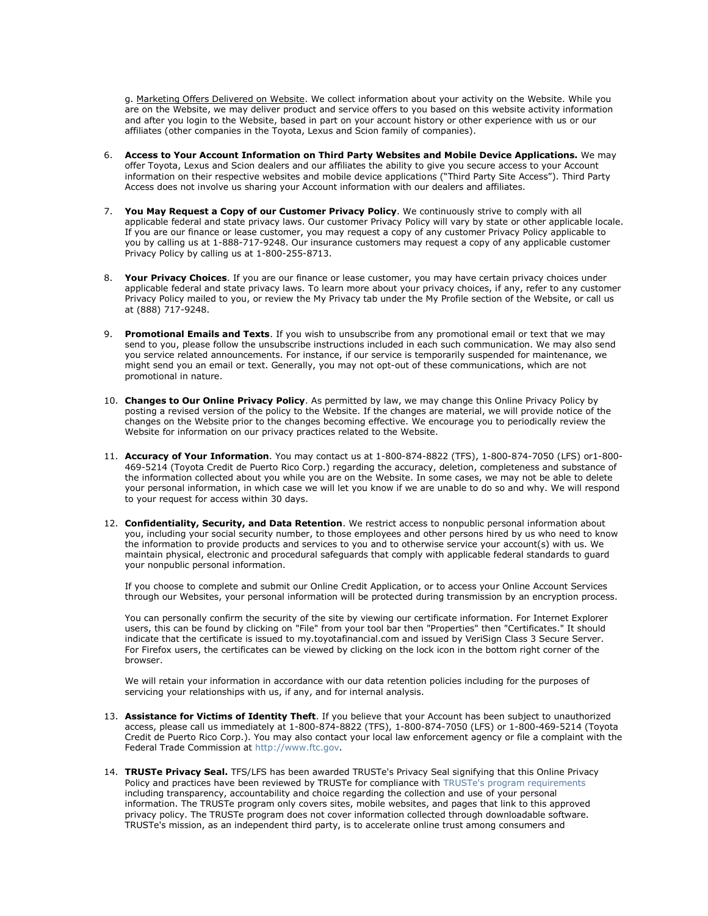g. Marketing Offers Delivered on Website. We collect information about your activity on the Website. While you are on the Website, we may deliver product and service offers to you based on this website activity information and after you login to the Website, based in part on your account history or other experience with us or our affiliates (other companies in the Toyota, Lexus and Scion family of companies).

6. **Access to Your Account Information on Third Party Websites and Mobile Device Applications.** We may offer Toyota, Lexus and Scion dealers and our affiliates the ability to give you secure access to your Account information on their respective websites and mobile device applications ("Third Party Site Access"). Third Party Access does not involve us sharing your Account information with our dealers and affiliates.

7. **You May Request a Copy of our Customer Privacy Policy**. We continuously strive to comply with all applicable federal and state privacy laws. Our customer Privacy Policy will vary by state or other applicable locale. If you are our finance or lease customer, you may request a copy of any customer Privacy Policy applicable to you by calling us at 1-888-717-9248. Our insurance customers may request a copy of any applicable customer Privacy Policy by calling us at 1-800-255-8713.

8. **Your Privacy Choices**. If you are our finance or lease customer, you may have certain privacy choices under applicable federal and state privacy laws. To learn more about your privacy choices, if any, refer to any customer Privacy Policy mailed to you, or review the My Privacy tab under the My Profile section of the Website, or call us at (888) 717-9248.

9. **Promotional Emails and Texts**. If you wish to unsubscribe from any promotional email or text that we may send to you, please follow the unsubscribe instructions included in each such communication. We may also send you service related announcements. For instance, if our service is temporarily suspended for maintenance, we might send you an email or text. Generally, you may not opt-out of these communications, which are not promotional in nature.

10. **Changes to Our Online Privacy Policy**. As permitted by law, we may change this Online Privacy Policy by posting a revised version of the policy to the Website. If the changes are material, we will provide notice of the changes on the Website prior to the changes becoming effective. We encourage you to periodically review the Website for information on our privacy practices related to the Website.

11. **Accuracy of Your Information**. You may contact us at 1-800-874-8822 (TFS), 1-800-874-7050 (LFS) or1-800-469-5214 (Toyota Credit de Puerto Rico Corp.) regarding the accuracy, deletion, completeness and substance of the information collected about you while you are on the Website. In some cases, we may not be able to delete your personal information, in which case we will let you know if we are unable to do so and why. We will respond to your request for access within 30 days.

12. **Confidentiality, Security, and Data Retention**. We restrict access to nonpublic personal information about you, including your social security number, to those employees and other persons hired by us who need to know the information to provide products and services to you and to otherwise service your account(s) with us. We maintain physical, electronic and procedural safeguards that comply with applicable federal standards to guard your nonpublic personal information.

    If you choose to complete and submit our Online Credit Application, or to access your Online Account Services through our Websites, your personal information will be protected during transmission by an encryption process.

    You can personally confirm the security of the site by viewing our certificate information. For Internet Explorer users, this can be found by clicking on "File" from your tool bar then "Properties" then "Certificates." It should indicate that the certificate is issued to my.toyotafinancial.com and issued by VeriSign Class 3 Secure Server. For Firefox users, the certificates can be viewed by clicking on the lock icon in the bottom right corner of the browser.

    We will retain your information in accordance with our data retention policies including for the purposes of servicing your relationships with us, if any, and for internal analysis.

13. **Assistance for Victims of Identity Theft**. If you believe that your Account has been subject to unauthorized access, please call us immediately at 1-800-874-8822 (TFS), 1-800-874-7050 (LFS) or 1-800-469-5214 (Toyota Credit de Puerto Rico Corp.). You may also contact your local law enforcement agency or file a complaint with the Federal Trade Commission at http://www.ftc.gov.

14. **TRUSTe Privacy Seal.** TFS/LFS has been awarded TRUSTe's Privacy Seal signifying that this Online Privacy Policy and practices have been reviewed by TRUSTe for compliance with TRUSTe's program requirements including transparency, accountability and choice regarding the collection and use of your personal information. The TRUSTe program only covers sites, mobile websites, and pages that link to this approved privacy policy. The TRUSTe program does not cover information collected through downloadable software. TRUSTe's mission, as an independent third party, is to accelerate online trust among consumers and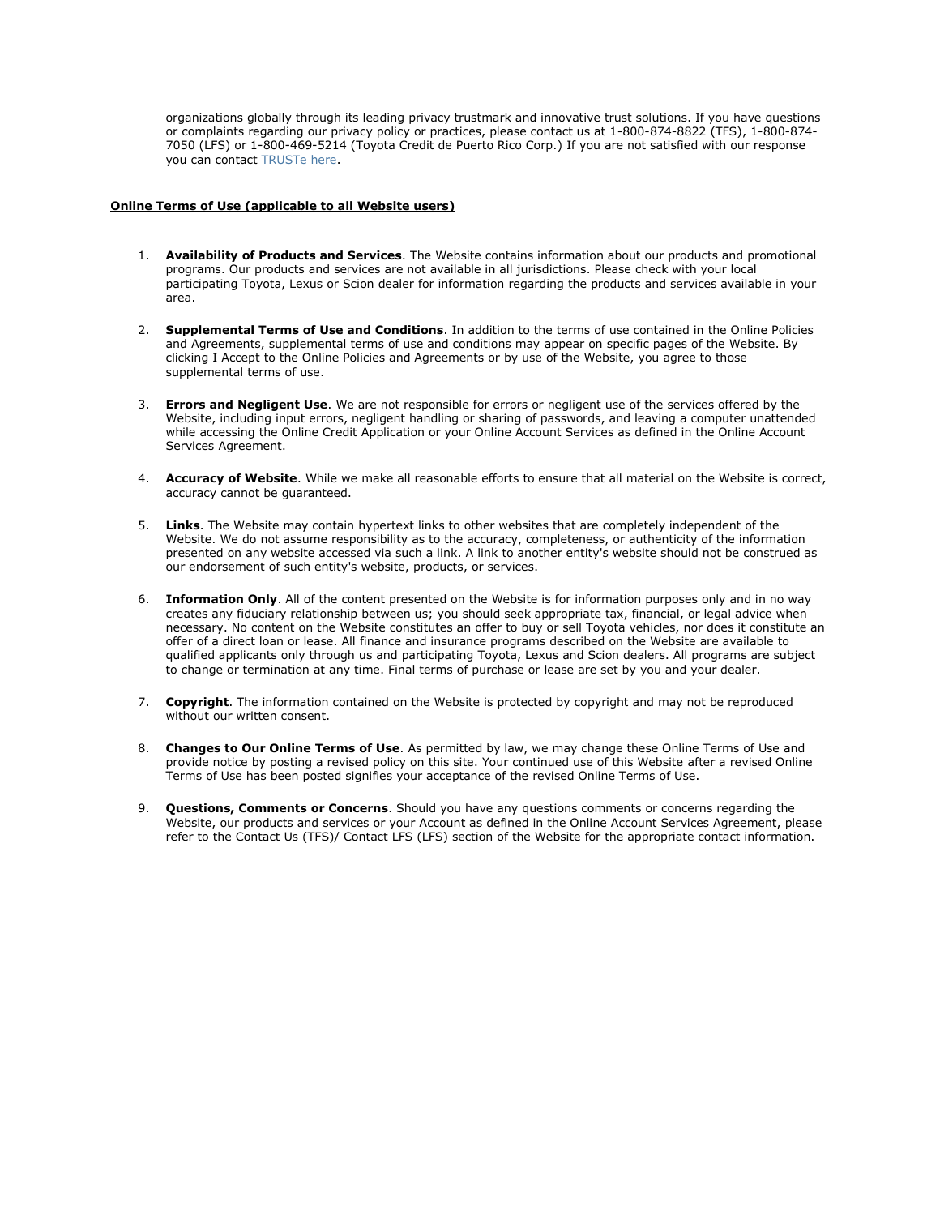organizations globally through its leading privacy trustmark and innovative trust solutions. If you have questions or complaints regarding our privacy policy or practices, please contact us at 1-800-874-8822 (TFS), 1-800-874-7050 (LFS) or 1-800-469-5214 (Toyota Credit de Puerto Rico Corp.) If you are not satisfied with our response you can contact TRUSTe here.

**Online Terms of Use (applicable to all Website users)**

1. **Availability of Products and Services**. The Website contains information about our products and promotional programs. Our products and services are not available in all jurisdictions. Please check with your local participating Toyota, Lexus or Scion dealer for information regarding the products and services available in your area.

2. **Supplemental Terms of Use and Conditions**. In addition to the terms of use contained in the Online Policies and Agreements, supplemental terms of use and conditions may appear on specific pages of the Website. By clicking I Accept to the Online Policies and Agreements or by use of the Website, you agree to those supplemental terms of use.

3. **Errors and Negligent Use**. We are not responsible for errors or negligent use of the services offered by the Website, including input errors, negligent handling or sharing of passwords, and leaving a computer unattended while accessing the Online Credit Application or your Online Account Services as defined in the Online Account Services Agreement.

4. **Accuracy of Website**. While we make all reasonable efforts to ensure that all material on the Website is correct, accuracy cannot be guaranteed.

5. **Links**. The Website may contain hypertext links to other websites that are completely independent of the Website. We do not assume responsibility as to the accuracy, completeness, or authenticity of the information presented on any website accessed via such a link. A link to another entity's website should not be construed as our endorsement of such entity's website, products, or services.

6. **Information Only**. All of the content presented on the Website is for information purposes only and in no way creates any fiduciary relationship between us; you should seek appropriate tax, financial, or legal advice when necessary. No content on the Website constitutes an offer to buy or sell Toyota vehicles, nor does it constitute an offer of a direct loan or lease. All finance and insurance programs described on the Website are available to qualified applicants only through us and participating Toyota, Lexus and Scion dealers. All programs are subject to change or termination at any time. Final terms of purchase or lease are set by you and your dealer.

7. **Copyright**. The information contained on the Website is protected by copyright and may not be reproduced without our written consent.

8. **Changes to Our Online Terms of Use**. As permitted by law, we may change these Online Terms of Use and provide notice by posting a revised policy on this site. Your continued use of this Website after a revised Online Terms of Use has been posted signifies your acceptance of the revised Online Terms of Use.

9. **Questions, Comments or Concerns**. Should you have any questions comments or concerns regarding the Website, our products and services or your Account as defined in the Online Account Services Agreement, please refer to the Contact Us (TFS)/ Contact LFS (LFS) section of the Website for the appropriate contact information.